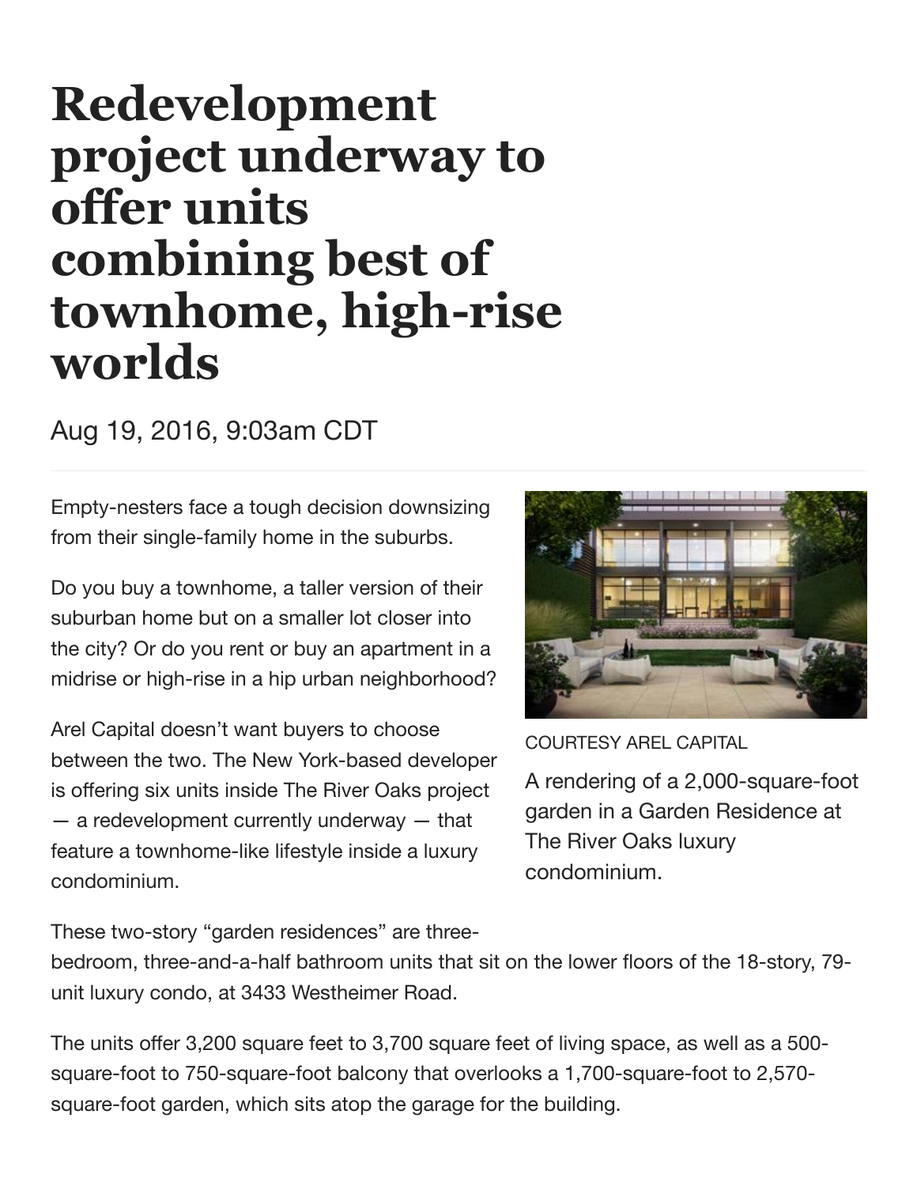# Redevelopment project underway to offer units combining best of townhome, high-rise worlds

Aug 19, 2016, 9:03am CDT

Empty-nesters face a tough decision downsizing from their single-family home in the suburbs.

Do you buy a townhome, a taller version of their suburban home but on a smaller lot closer into the city? Or do you rent or buy an apartment in a midrise or high-rise in a hip urban neighborhood?

Arel Capital doesn't want buyers to choose between the two. The New York-based developer is offering six units inside The River Oaks project — a redevelopment currently underway — that feature a townhome-like lifestyle inside a luxury condominium.

COURTESY AREL CAPITAL

A rendering of a 2,000-square-foot garden in a Garden Residence at The River Oaks luxury condominium.

These two-story "garden residences" are three-bedroom, three-and-a-half bathroom units that sit on the lower floors of the 18-story, 79-unit luxury condo, at 3433 Westheimer Road.

The units offer 3,200 square feet to 3,700 square feet of living space, as well as a 500-square-foot to 750-square-foot balcony that overlooks a 1,700-square-foot to 2,570-square-foot garden, which sits atop the garage for the building.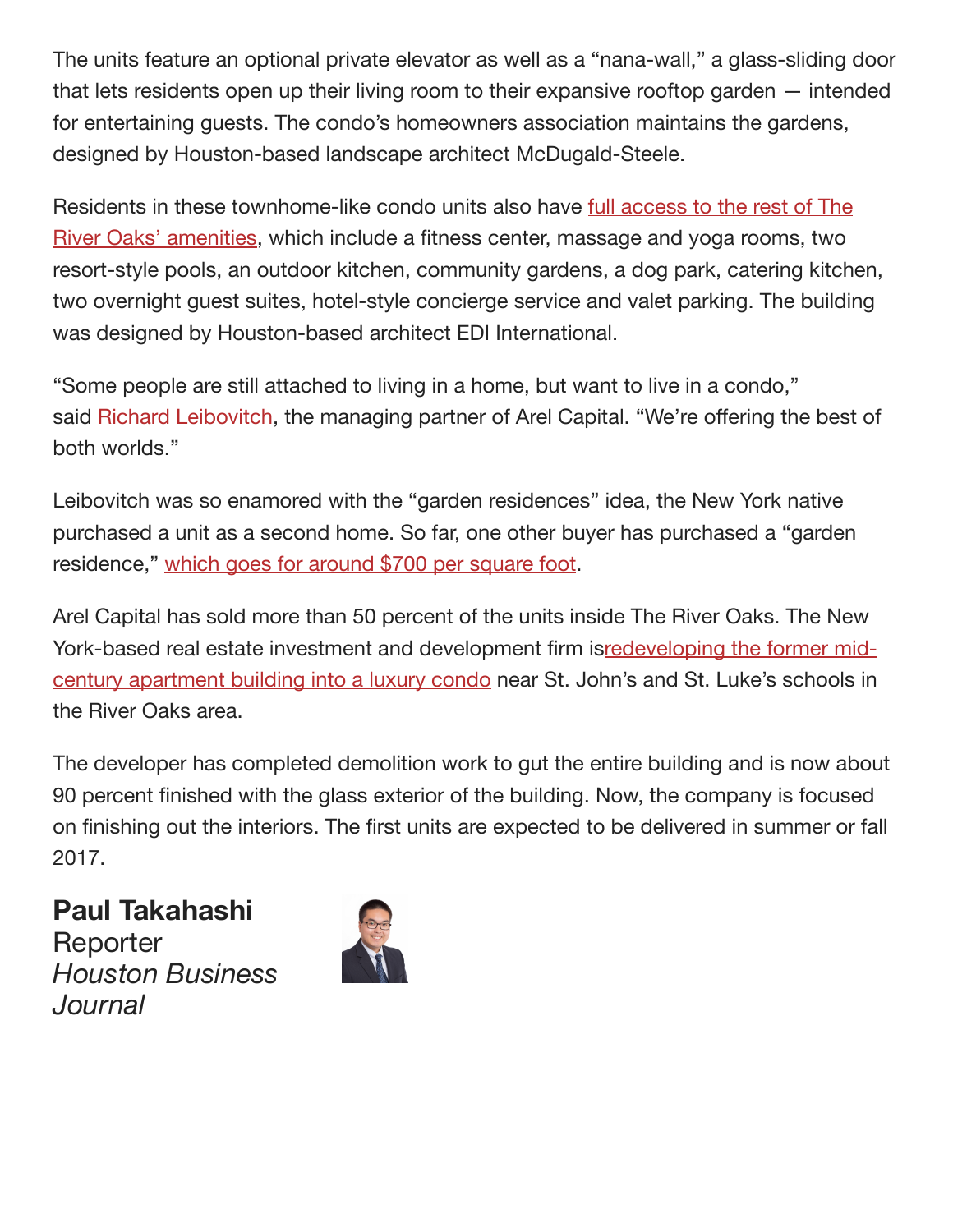The units feature an optional private elevator as well as a "nana-wall," a glass-sliding door that lets residents open up their living room to their expansive rooftop garden — intended for entertaining guests. The condo's homeowners association maintains the gardens, designed by Houston-based landscape architect McDugald-Steele.

Residents in these townhome-like condo units also have full access to the rest of The River Oaks' amenities, which include a fitness center, massage and yoga rooms, two resort-style pools, an outdoor kitchen, community gardens, a dog park, catering kitchen, two overnight guest suites, hotel-style concierge service and valet parking. The building was designed by Houston-based architect EDI International.

"Some people are still attached to living in a home, but want to live in a condo," said Richard Leibovitch, the managing partner of Arel Capital. "We're offering the best of both worlds."

Leibovitch was so enamored with the "garden residences" idea, the New York native purchased a unit as a second home. So far, one other buyer has purchased a "garden residence," which goes for around $700 per square foot.

Arel Capital has sold more than 50 percent of the units inside The River Oaks. The New York-based real estate investment and development firm isredeveloping the former mid-century apartment building into a luxury condo near St. John's and St. Luke's schools in the River Oaks area.

The developer has completed demolition work to gut the entire building and is now about 90 percent finished with the glass exterior of the building. Now, the company is focused on finishing out the interiors. The first units are expected to be delivered in summer or fall 2017.

**Paul Takahashi**
Reporter
*Houston Business Journal*